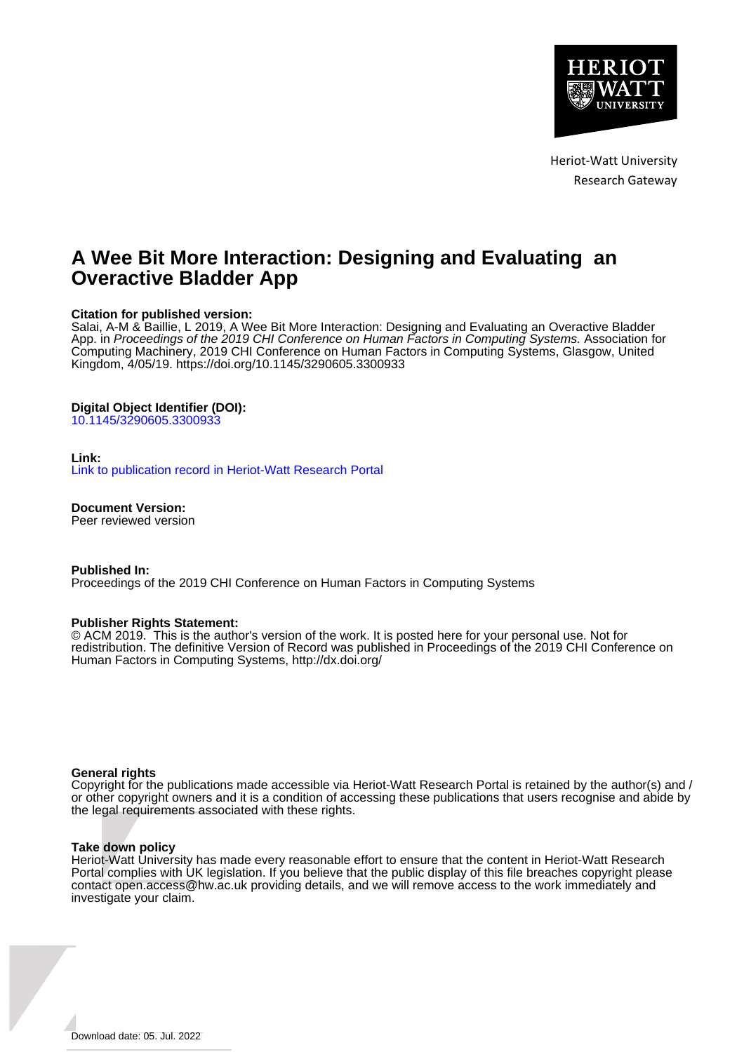Heriot-Watt University
Research Gateway

# A Wee Bit More Interaction: Designing and Evaluating an Overactive Bladder App

**Citation for published version:**
Salai, A-M & Baillie, L 2019, A Wee Bit More Interaction: Designing and Evaluating an Overactive Bladder App. in *Proceedings of the 2019 CHI Conference on Human Factors in Computing Systems.* Association for Computing Machinery, 2019 CHI Conference on Human Factors in Computing Systems, Glasgow, United Kingdom, 4/05/19. https://doi.org/10.1145/3290605.3300933

**Digital Object Identifier (DOI):**
10.1145/3290605.3300933

**Link:**
Link to publication record in Heriot-Watt Research Portal

**Document Version:**
Peer reviewed version

**Published In:**
Proceedings of the 2019 CHI Conference on Human Factors in Computing Systems

**Publisher Rights Statement:**
© ACM 2019. This is the author's version of the work. It is posted here for your personal use. Not for redistribution. The definitive Version of Record was published in Proceedings of the 2019 CHI Conference on Human Factors in Computing Systems, http://dx.doi.org/

**General rights**
Copyright for the publications made accessible via Heriot-Watt Research Portal is retained by the author(s) and / or other copyright owners and it is a condition of accessing these publications that users recognise and abide by the legal requirements associated with these rights.

**Take down policy**
Heriot-Watt University has made every reasonable effort to ensure that the content in Heriot-Watt Research Portal complies with UK legislation. If you believe that the public display of this file breaches copyright please contact open.access@hw.ac.uk providing details, and we will remove access to the work immediately and investigate your claim.

Download date: 05. Jul. 2022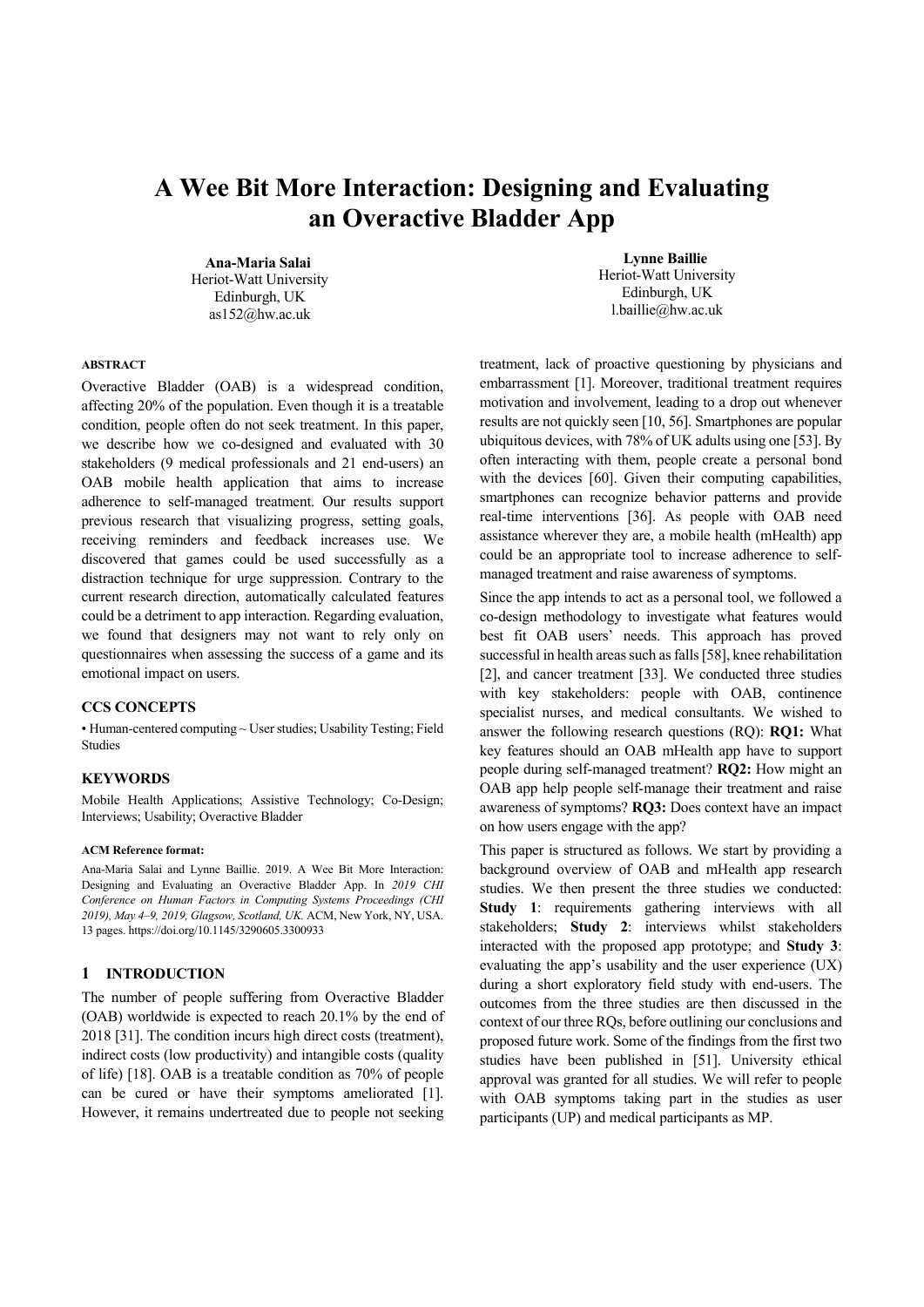# A Wee Bit More Interaction: Designing and Evaluating an Overactive Bladder App

**Ana-Maria Salai**
Heriot-Watt University
Edinburgh, UK
as152@hw.ac.uk

**Lynne Baillie**
Heriot-Watt University
Edinburgh, UK
l.baillie@hw.ac.uk

### ABSTRACT

Overactive Bladder (OAB) is a widespread condition, affecting 20% of the population. Even though it is a treatable condition, people often do not seek treatment. In this paper, we describe how we co-designed and evaluated with 30 stakeholders (9 medical professionals and 21 end-users) an OAB mobile health application that aims to increase adherence to self-managed treatment. Our results support previous research that visualizing progress, setting goals, receiving reminders and feedback increases use. We discovered that games could be used successfully as a distraction technique for urge suppression. Contrary to the current research direction, automatically calculated features could be a detriment to app interaction. Regarding evaluation, we found that designers may not want to rely only on questionnaires when assessing the success of a game and its emotional impact on users.

### CCS CONCEPTS

• Human-centered computing ~ User studies; Usability Testing; Field Studies

### KEYWORDS

Mobile Health Applications; Assistive Technology; Co-Design; Interviews; Usability; Overactive Bladder

#### ACM Reference format:

Ana-Maria Salai and Lynne Baillie. 2019. A Wee Bit More Interaction: Designing and Evaluating an Overactive Bladder App. In *2019 CHI Conference on Human Factors in Computing Systems Proceedings (CHI 2019), May 4–9, 2019, Glasgow, Scotland, UK.* ACM, New York, NY, USA. 13 pages. https://doi.org/10.1145/3290605.3300933

## 1 INTRODUCTION

The number of people suffering from Overactive Bladder (OAB) worldwide is expected to reach 20.1% by the end of 2018 [31]. The condition incurs high direct costs (treatment), indirect costs (low productivity) and intangible costs (quality of life) [18]. OAB is a treatable condition as 70% of people can be cured or have their symptoms ameliorated [1]. However, it remains undertreated due to people not seeking treatment, lack of proactive questioning by physicians and embarrassment [1]. Moreover, traditional treatment requires motivation and involvement, leading to a drop out whenever results are not quickly seen [10, 56]. Smartphones are popular ubiquitous devices, with 78% of UK adults using one [53]. By often interacting with them, people create a personal bond with the devices [60]. Given their computing capabilities, smartphones can recognize behavior patterns and provide real-time interventions [36]. As people with OAB need assistance wherever they are, a mobile health (mHealth) app could be an appropriate tool to increase adherence to self-managed treatment and raise awareness of symptoms.

Since the app intends to act as a personal tool, we followed a co-design methodology to investigate what features would best fit OAB users' needs. This approach has proved successful in health areas such as falls [58], knee rehabilitation [2], and cancer treatment [33]. We conducted three studies with key stakeholders: people with OAB, continence specialist nurses, and medical consultants. We wished to answer the following research questions (RQ): **RQ1:** What key features should an OAB mHealth app have to support people during self-managed treatment? **RQ2:** How might an OAB app help people self-manage their treatment and raise awareness of symptoms? **RQ3:** Does context have an impact on how users engage with the app?

This paper is structured as follows. We start by providing a background overview of OAB and mHealth app research studies. We then present the three studies we conducted: **Study 1**: requirements gathering interviews with all stakeholders; **Study 2**: interviews whilst stakeholders interacted with the proposed app prototype; and **Study 3**: evaluating the app's usability and the user experience (UX) during a short exploratory field study with end-users. The outcomes from the three studies are then discussed in the context of our three RQs, before outlining our conclusions and proposed future work. Some of the findings from the first two studies have been published in [51]. University ethical approval was granted for all studies. We will refer to people with OAB symptoms taking part in the studies as user participants (UP) and medical participants as MP.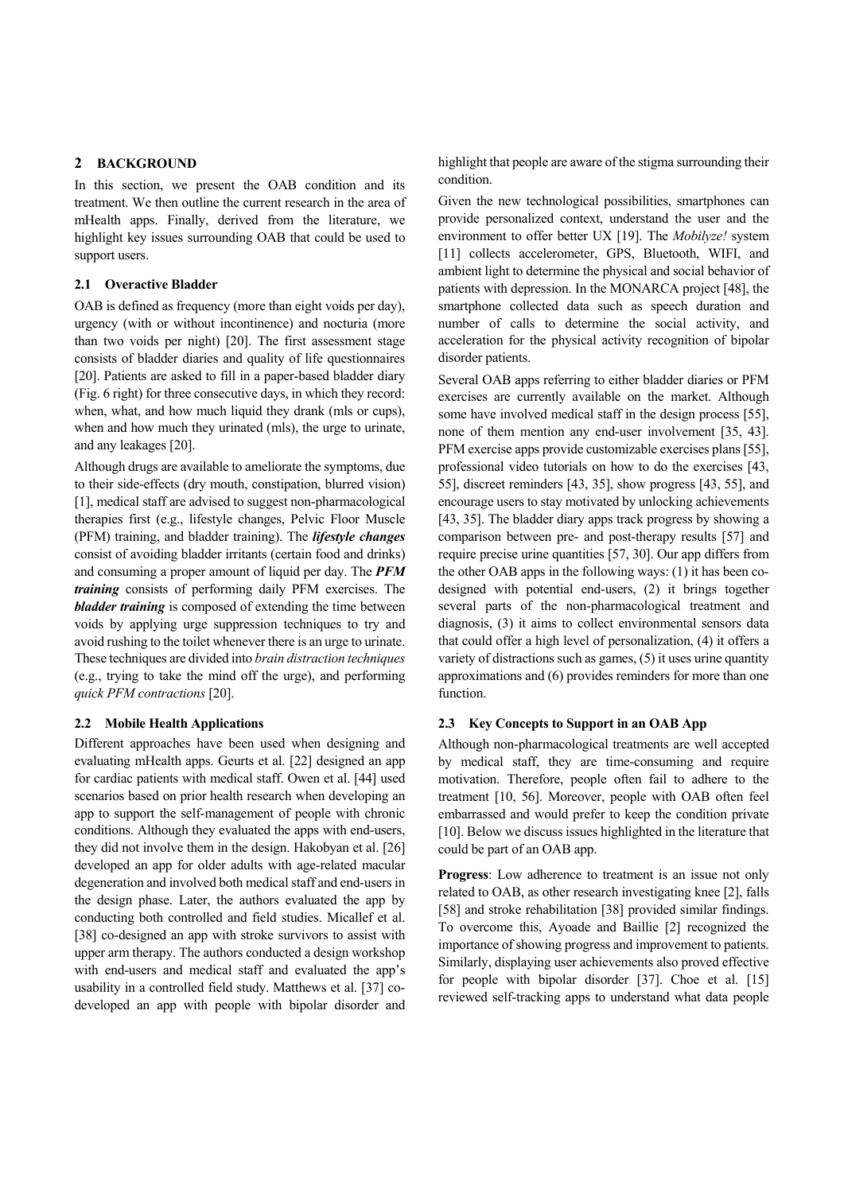## 2 BACKGROUND

In this section, we present the OAB condition and its treatment. We then outline the current research in the area of mHealth apps. Finally, derived from the literature, we highlight key issues surrounding OAB that could be used to support users.

### 2.1 Overactive Bladder

OAB is defined as frequency (more than eight voids per day), urgency (with or without incontinence) and nocturia (more than two voids per night) [20]. The first assessment stage consists of bladder diaries and quality of life questionnaires [20]. Patients are asked to fill in a paper-based bladder diary (Fig. 6 right) for three consecutive days, in which they record: when, what, and how much liquid they drank (mls or cups), when and how much they urinated (mls), the urge to urinate, and any leakages [20].

Although drugs are available to ameliorate the symptoms, due to their side-effects (dry mouth, constipation, blurred vision) [1], medical staff are advised to suggest non-pharmacological therapies first (e.g., lifestyle changes, Pelvic Floor Muscle (PFM) training, and bladder training). The ***lifestyle changes*** consist of avoiding bladder irritants (certain food and drinks) and consuming a proper amount of liquid per day. The ***PFM training*** consists of performing daily PFM exercises. The ***bladder training*** is composed of extending the time between voids by applying urge suppression techniques to try and avoid rushing to the toilet whenever there is an urge to urinate. These techniques are divided into *brain distraction techniques* (e.g., trying to take the mind off the urge), and performing *quick PFM contractions* [20].

### 2.2 Mobile Health Applications

Different approaches have been used when designing and evaluating mHealth apps. Geurts et al. [22] designed an app for cardiac patients with medical staff. Owen et al. [44] used scenarios based on prior health research when developing an app to support the self-management of people with chronic conditions. Although they evaluated the apps with end-users, they did not involve them in the design. Hakobyan et al. [26] developed an app for older adults with age-related macular degeneration and involved both medical staff and end-users in the design phase. Later, the authors evaluated the app by conducting both controlled and field studies. Micallef et al. [38] co-designed an app with stroke survivors to assist with upper arm therapy. The authors conducted a design workshop with end-users and medical staff and evaluated the app's usability in a controlled field study. Matthews et al. [37] co-developed an app with people with bipolar disorder and highlight that people are aware of the stigma surrounding their condition.

Given the new technological possibilities, smartphones can provide personalized context, understand the user and the environment to offer better UX [19]. The *Mobilyze!* system [11] collects accelerometer, GPS, Bluetooth, WIFI, and ambient light to determine the physical and social behavior of patients with depression. In the MONARCA project [48], the smartphone collected data such as speech duration and number of calls to determine the social activity, and acceleration for the physical activity recognition of bipolar disorder patients.

Several OAB apps referring to either bladder diaries or PFM exercises are currently available on the market. Although some have involved medical staff in the design process [55], none of them mention any end-user involvement [35, 43]. PFM exercise apps provide customizable exercises plans [55], professional video tutorials on how to do the exercises [43, 55], discreet reminders [43, 35], show progress [43, 55], and encourage users to stay motivated by unlocking achievements [43, 35]. The bladder diary apps track progress by showing a comparison between pre- and post-therapy results [57] and require precise urine quantities [57, 30]. Our app differs from the other OAB apps in the following ways: (1) it has been co-designed with potential end-users, (2) it brings together several parts of the non-pharmacological treatment and diagnosis, (3) it aims to collect environmental sensors data that could offer a high level of personalization, (4) it offers a variety of distractions such as games, (5) it uses urine quantity approximations and (6) provides reminders for more than one function.

### 2.3 Key Concepts to Support in an OAB App

Although non-pharmacological treatments are well accepted by medical staff, they are time-consuming and require motivation. Therefore, people often fail to adhere to the treatment [10, 56]. Moreover, people with OAB often feel embarrassed and would prefer to keep the condition private [10]. Below we discuss issues highlighted in the literature that could be part of an OAB app.

**Progress**: Low adherence to treatment is an issue not only related to OAB, as other research investigating knee [2], falls [58] and stroke rehabilitation [38] provided similar findings. To overcome this, Ayoade and Baillie [2] recognized the importance of showing progress and improvement to patients. Similarly, displaying user achievements also proved effective for people with bipolar disorder [37]. Choe et al. [15] reviewed self-tracking apps to understand what data people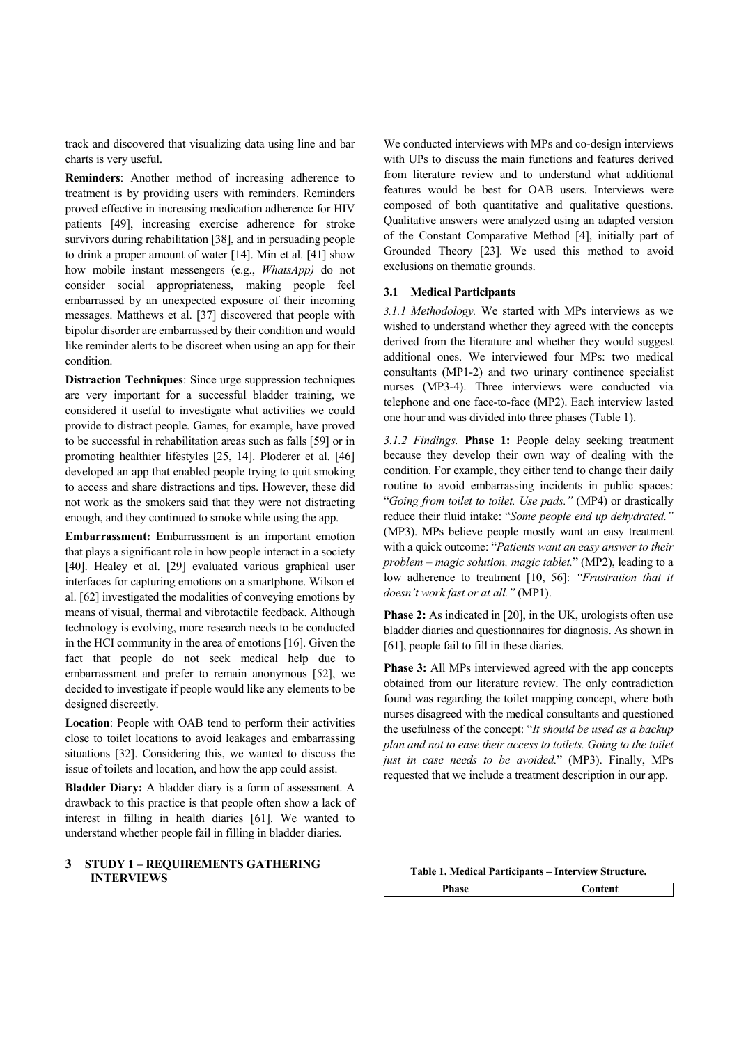track and discovered that visualizing data using line and bar charts is very useful.

**Reminders**: Another method of increasing adherence to treatment is by providing users with reminders. Reminders proved effective in increasing medication adherence for HIV patients [49], increasing exercise adherence for stroke survivors during rehabilitation [38], and in persuading people to drink a proper amount of water [14]. Min et al. [41] show how mobile instant messengers (e.g., *WhatsApp)* do not consider social appropriateness, making people feel embarrassed by an unexpected exposure of their incoming messages. Matthews et al. [37] discovered that people with bipolar disorder are embarrassed by their condition and would like reminder alerts to be discreet when using an app for their condition.

**Distraction Techniques**: Since urge suppression techniques are very important for a successful bladder training, we considered it useful to investigate what activities we could provide to distract people. Games, for example, have proved to be successful in rehabilitation areas such as falls [59] or in promoting healthier lifestyles [25, 14]. Ploderer et al. [46] developed an app that enabled people trying to quit smoking to access and share distractions and tips. However, these did not work as the smokers said that they were not distracting enough, and they continued to smoke while using the app.

**Embarrassment:** Embarrassment is an important emotion that plays a significant role in how people interact in a society [40]. Healey et al. [29] evaluated various graphical user interfaces for capturing emotions on a smartphone. Wilson et al. [62] investigated the modalities of conveying emotions by means of visual, thermal and vibrotactile feedback. Although technology is evolving, more research needs to be conducted in the HCI community in the area of emotions [16]. Given the fact that people do not seek medical help due to embarrassment and prefer to remain anonymous [52], we decided to investigate if people would like any elements to be designed discreetly.

**Location**: People with OAB tend to perform their activities close to toilet locations to avoid leakages and embarrassing situations [32]. Considering this, we wanted to discuss the issue of toilets and location, and how the app could assist.

**Bladder Diary:** A bladder diary is a form of assessment. A drawback to this practice is that people often show a lack of interest in filling in health diaries [61]. We wanted to understand whether people fail in filling in bladder diaries.

## 3 STUDY 1 – REQUIREMENTS GATHERING INTERVIEWS

We conducted interviews with MPs and co-design interviews with UPs to discuss the main functions and features derived from literature review and to understand what additional features would be best for OAB users. Interviews were composed of both quantitative and qualitative questions. Qualitative answers were analyzed using an adapted version of the Constant Comparative Method [4], initially part of Grounded Theory [23]. We used this method to avoid exclusions on thematic grounds.

### 3.1 Medical Participants

*3.1.1 Methodology.* We started with MPs interviews as we wished to understand whether they agreed with the concepts derived from the literature and whether they would suggest additional ones. We interviewed four MPs: two medical consultants (MP1-2) and two urinary continence specialist nurses (MP3-4). Three interviews were conducted via telephone and one face-to-face (MP2). Each interview lasted one hour and was divided into three phases (Table 1).

*3.1.2 Findings.* **Phase 1:** People delay seeking treatment because they develop their own way of dealing with the condition. For example, they either tend to change their daily routine to avoid embarrassing incidents in public spaces: "*Going from toilet to toilet. Use pads."* (MP4) or drastically reduce their fluid intake: "*Some people end up dehydrated."* (MP3). MPs believe people mostly want an easy treatment with a quick outcome: "*Patients want an easy answer to their problem – magic solution, magic tablet.*" (MP2), leading to a low adherence to treatment [10, 56]: *"Frustration that it doesn't work fast or at all."* (MP1).

**Phase 2:** As indicated in [20], in the UK, urologists often use bladder diaries and questionnaires for diagnosis. As shown in [61], people fail to fill in these diaries.

**Phase 3:** All MPs interviewed agreed with the app concepts obtained from our literature review. The only contradiction found was regarding the toilet mapping concept, where both nurses disagreed with the medical consultants and questioned the usefulness of the concept: "*It should be used as a backup plan and not to ease their access to toilets. Going to the toilet just in case needs to be avoided.*" (MP3). Finally, MPs requested that we include a treatment description in our app.

**Table 1. Medical Participants – Interview Structure.**

| Phase | Content |
|---|---|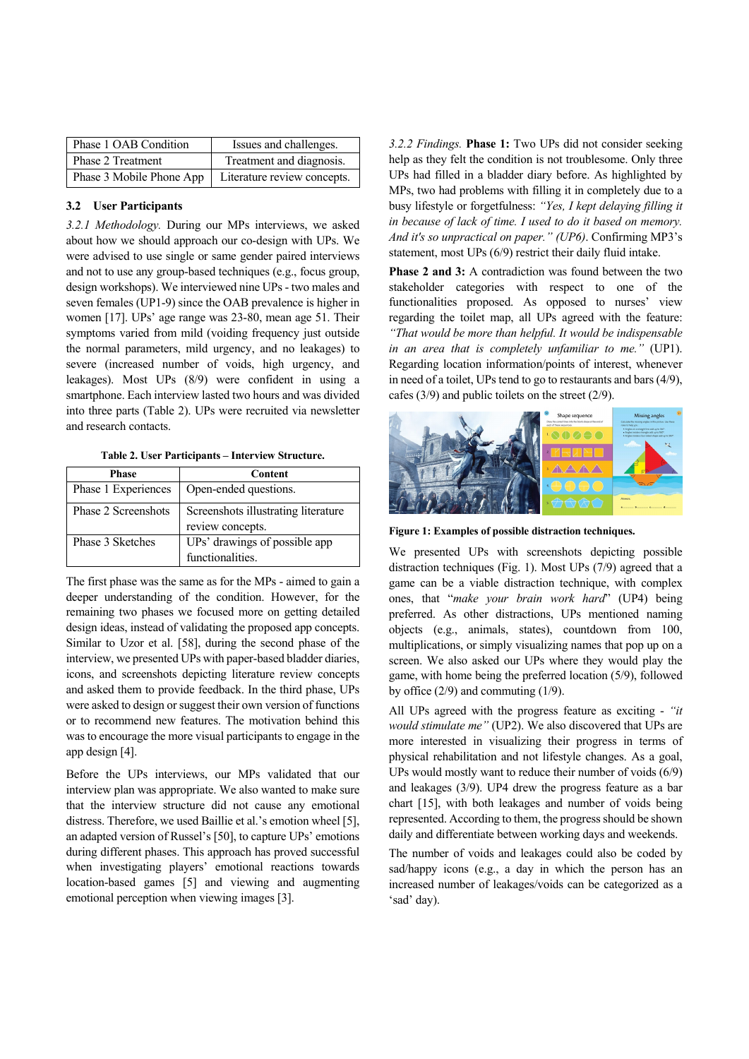| Phase 1 OAB Condition | Issues and challenges. |
|---|---|
| Phase 2 Treatment | Treatment and diagnosis. |
| Phase 3 Mobile Phone App | Literature review concepts. |

### 3.2 User Participants

*3.2.1 Methodology.* During our MPs interviews, we asked about how we should approach our co-design with UPs. We were advised to use single or same gender paired interviews and not to use any group-based techniques (e.g., focus group, design workshops). We interviewed nine UPs - two males and seven females (UP1-9) since the OAB prevalence is higher in women [17]. UPs' age range was 23-80, mean age 51. Their symptoms varied from mild (voiding frequency just outside the normal parameters, mild urgency, and no leakages) to severe (increased number of voids, high urgency, and leakages). Most UPs (8/9) were confident in using a smartphone. Each interview lasted two hours and was divided into three parts (Table 2). UPs were recruited via newsletter and research contacts.

**Table 2. User Participants – Interview Structure.**

| Phase | Content |
|---|---|
| Phase 1 Experiences | Open-ended questions. |
| Phase 2 Screenshots | Screenshots illustrating literature review concepts. |
| Phase 3 Sketches | UPs' drawings of possible app functionalities. |

The first phase was the same as for the MPs - aimed to gain a deeper understanding of the condition. However, for the remaining two phases we focused more on getting detailed design ideas, instead of validating the proposed app concepts. Similar to Uzor et al. [58], during the second phase of the interview, we presented UPs with paper-based bladder diaries, icons, and screenshots depicting literature review concepts and asked them to provide feedback. In the third phase, UPs were asked to design or suggest their own version of functions or to recommend new features. The motivation behind this was to encourage the more visual participants to engage in the app design [4].

Before the UPs interviews, our MPs validated that our interview plan was appropriate. We also wanted to make sure that the interview structure did not cause any emotional distress. Therefore, we used Baillie et al.'s emotion wheel [5], an adapted version of Russel's [50], to capture UPs' emotions during different phases. This approach has proved successful when investigating players' emotional reactions towards location-based games [5] and viewing and augmenting emotional perception when viewing images [3].

*3.2.2 Findings.* **Phase 1:** Two UPs did not consider seeking help as they felt the condition is not troublesome. Only three UPs had filled in a bladder diary before. As highlighted by MPs, two had problems with filling it in completely due to a busy lifestyle or forgetfulness: *"Yes, I kept delaying filling it in because of lack of time. I used to do it based on memory. And it's so unpractical on paper." (UP6)*. Confirming MP3's statement, most UPs (6/9) restrict their daily fluid intake.

**Phase 2 and 3:** A contradiction was found between the two stakeholder categories with respect to one of the functionalities proposed. As opposed to nurses' view regarding the toilet map, all UPs agreed with the feature: *"That would be more than helpful. It would be indispensable in an area that is completely unfamiliar to me."* (UP1). Regarding location information/points of interest, whenever in need of a toilet, UPs tend to go to restaurants and bars (4/9), cafes (3/9) and public toilets on the street (2/9).

**Figure 1: Examples of possible distraction techniques.**

We presented UPs with screenshots depicting possible distraction techniques (Fig. 1). Most UPs (7/9) agreed that a game can be a viable distraction technique, with complex ones, that "*make your brain work hard*" (UP4) being preferred. As other distractions, UPs mentioned naming objects (e.g., animals, states), countdown from 100, multiplications, or simply visualizing names that pop up on a screen. We also asked our UPs where they would play the game, with home being the preferred location (5/9), followed by office (2/9) and commuting (1/9).

All UPs agreed with the progress feature as exciting - *"it would stimulate me"* (UP2). We also discovered that UPs are more interested in visualizing their progress in terms of physical rehabilitation and not lifestyle changes. As a goal, UPs would mostly want to reduce their number of voids (6/9) and leakages (3/9). UP4 drew the progress feature as a bar chart [15], with both leakages and number of voids being represented. According to them, the progress should be shown daily and differentiate between working days and weekends.

The number of voids and leakages could also be coded by sad/happy icons (e.g., a day in which the person has an increased number of leakages/voids can be categorized as a 'sad' day).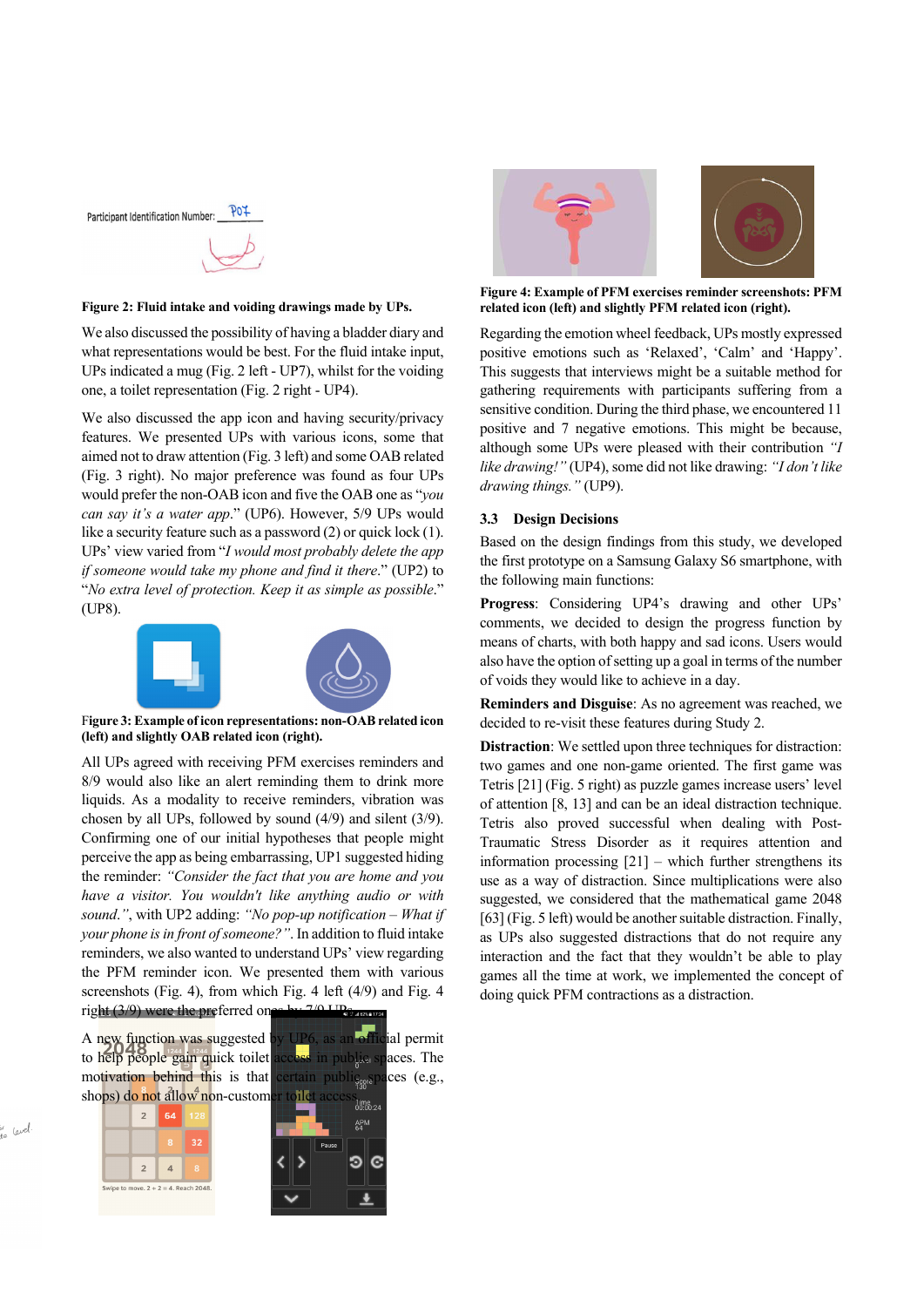**Figure 2: Fluid intake and voiding drawings made by UPs.**

We also discussed the possibility of having a bladder diary and what representations would be best. For the fluid intake input, UPs indicated a mug (Fig. 2 left - UP7), whilst for the voiding one, a toilet representation (Fig. 2 right - UP4).

We also discussed the app icon and having security/privacy features. We presented UPs with various icons, some that aimed not to draw attention (Fig. 3 left) and some OAB related (Fig. 3 right). No major preference was found as four UPs would prefer the non-OAB icon and five the OAB one as "*you can say it's a water app*." (UP6). However, 5/9 UPs would like a security feature such as a password (2) or quick lock (1). UPs' view varied from "*I would most probably delete the app if someone would take my phone and find it there*." (UP2) to "*No extra level of protection. Keep it as simple as possible*." (UP8).

**Figure 3: Example of icon representations: non-OAB related icon (left) and slightly OAB related icon (right).**

All UPs agreed with receiving PFM exercises reminders and 8/9 would also like an alert reminding them to drink more liquids. As a modality to receive reminders, vibration was chosen by all UPs, followed by sound (4/9) and silent (3/9). Confirming one of our initial hypotheses that people might perceive the app as being embarrassing, UP1 suggested hiding the reminder: *"Consider the fact that you are home and you have a visitor. You wouldn't like anything audio or with sound."*, with UP2 adding: *"No pop-up notification – What if your phone is in front of someone?"*. In addition to fluid intake reminders, we also wanted to understand UPs' view regarding the PFM reminder icon. We presented them with various screenshots (Fig. 4), from which Fig. 4 left (4/9) and Fig. 4 right (3/9) were the preferred ones by 7/9 UPs.

A new function was suggested by UP6, as an official permit to help people gain quick toilet access in public spaces. The motivation behind this is that certain public spaces (e.g., shops) do not allow non-customer toilet access.

**Figure 4: Example of PFM exercises reminder screenshots: PFM related icon (left) and slightly PFM related icon (right).**

Regarding the emotion wheel feedback, UPs mostly expressed positive emotions such as 'Relaxed', 'Calm' and 'Happy'. This suggests that interviews might be a suitable method for gathering requirements with participants suffering from a sensitive condition. During the third phase, we encountered 11 positive and 7 negative emotions. This might be because, although some UPs were pleased with their contribution *"I like drawing!"* (UP4), some did not like drawing: *"I don't like drawing things."* (UP9).

### 3.3 Design Decisions

Based on the design findings from this study, we developed the first prototype on a Samsung Galaxy S6 smartphone, with the following main functions:

**Progress**: Considering UP4's drawing and other UPs' comments, we decided to design the progress function by means of charts, with both happy and sad icons. Users would also have the option of setting up a goal in terms of the number of voids they would like to achieve in a day.

**Reminders and Disguise**: As no agreement was reached, we decided to re-visit these features during Study 2.

**Distraction**: We settled upon three techniques for distraction: two games and one non-game oriented. The first game was Tetris [21] (Fig. 5 right) as puzzle games increase users' level of attention [8, 13] and can be an ideal distraction technique. Tetris also proved successful when dealing with Post-Traumatic Stress Disorder as it requires attention and information processing [21] – which further strengthens its use as a way of distraction. Since multiplications were also suggested, we considered that the mathematical game 2048 [63] (Fig. 5 left) would be another suitable distraction. Finally, as UPs also suggested distractions that do not require any interaction and the fact that they wouldn't be able to play games all the time at work, we implemented the concept of doing quick PFM contractions as a distraction.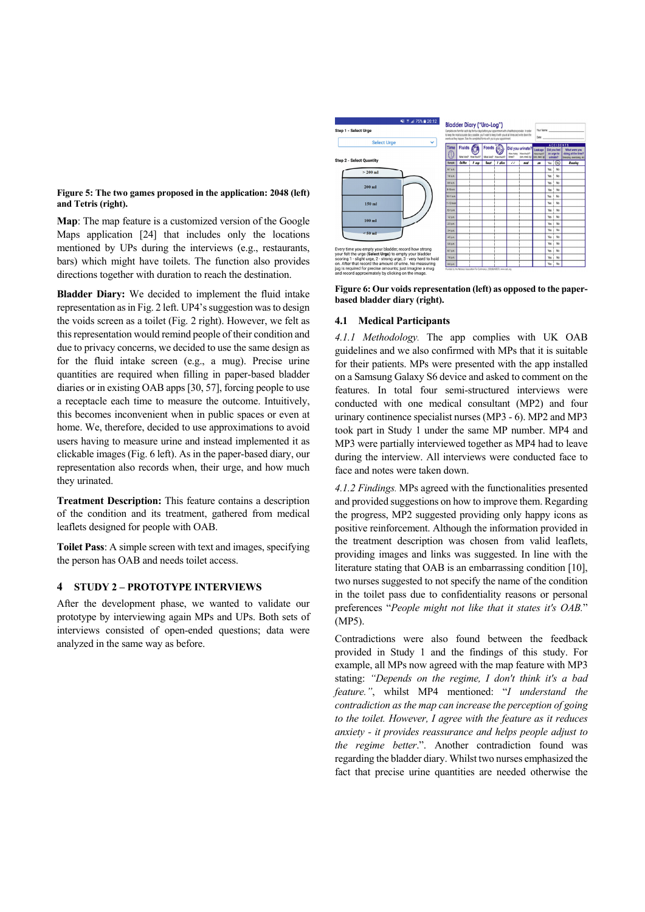**Figure 5: The two games proposed in the application: 2048 (left) and Tetris (right).**

**Map**: The map feature is a customized version of the Google Maps application [24] that includes only the locations mentioned by UPs during the interviews (e.g., restaurants, bars) which might have duration to reach the destination. The function also provides directions together with duration to reach the destination.

**Bladder Diary:** We decided to implement the fluid intake representation as in Fig. 2 left. UP4's suggestion was to design the voids screen as a toilet (Fig. 2 right). However, we felt as this representation would remind people of their condition and due to privacy concerns, we decided to use the same design as for the fluid intake screen (e.g., a mug). Precise urine quantities are required when filling in paper-based bladder diaries or in existing OAB apps [30, 57], forcing people to use a receptacle each time to measure the outcome. Intuitively, this becomes inconvenient when in public spaces or even at home. We, therefore, decided to use approximations to avoid users having to measure urine and instead implemented it as clickable images (Fig. 6 left). As in the paper-based diary, our representation also records when, their urge, and how much they urinated.

**Treatment Description:** This feature contains a description of the condition and its treatment, gathered from medical leaflets designed for people with OAB.

**Toilet Pass**: A simple screen with text and images, specifying the person has OAB and needs toilet access.

## 4 STUDY 2 – PROTOTYPE INTERVIEWS

After the development phase, we wanted to validate our prototype by interviewing again MPs and UPs. Both sets of interviews consisted of open-ended questions; data were analyzed in the same way as before.

**Figure 6: Our voids representation (left) as opposed to the paper-based bladder diary (right).**

### 4.1 Medical Participants

*4.1.1 Methodology.* The app complies with UK OAB guidelines and we also confirmed with MPs that it is suitable for their patients. MPs were presented with the app installed on a Samsung Galaxy S6 device and asked to comment on the features. In total four semi-structured interviews were conducted with one medical consultant (MP2) and four urinary continence specialist nurses (MP3 - 6). MP2 and MP3 took part in Study 1 under the same MP number. MP4 and MP3 were partially interviewed together as MP4 had to leave during the interview. All interviews were conducted face to face and notes were taken down.

*4.1.2 Findings.* MPs agreed with the functionalities presented and provided suggestions on how to improve them. Regarding the progress, MP2 suggested providing only happy icons as positive reinforcement. Although the information provided in the treatment description was chosen from valid leaflets, providing images and links was suggested. In line with the literature stating that OAB is an embarrassing condition [10], two nurses suggested to not specify the name of the condition in the toilet pass due to confidentiality reasons or personal preferences "*People might not like that it states it's OAB.*" (MP5).

Contradictions were also found between the feedback provided in Study 1 and the findings of this study. For example, all MPs now agreed with the map feature with MP3 stating: *"Depends on the regime, I don't think it's a bad feature."*, whilst MP4 mentioned: "*I understand the contradiction as the map can increase the perception of going to the toilet. However, I agree with the feature as it reduces anxiety - it provides reassurance and helps people adjust to the regime better*.". Another contradiction found was regarding the bladder diary. Whilst two nurses emphasized the fact that precise urine quantities are needed otherwise the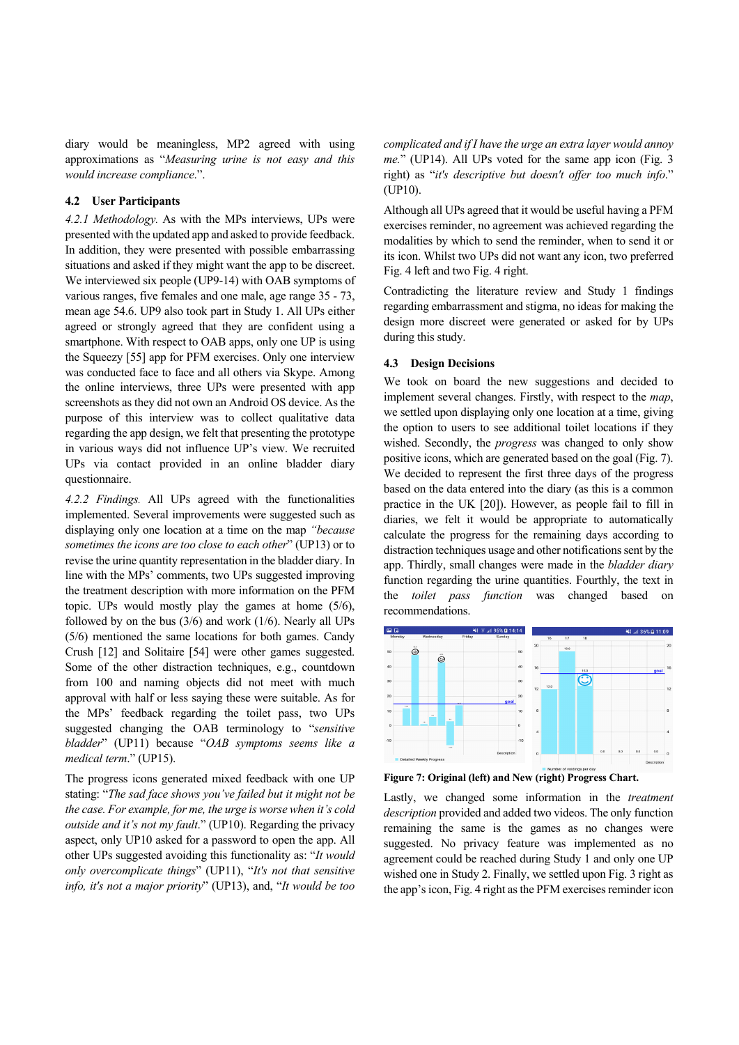diary would be meaningless, MP2 agreed with using approximations as "*Measuring urine is not easy and this would increase compliance.*".

### 4.2 User Participants

*4.2.1 Methodology.* As with the MPs interviews, UPs were presented with the updated app and asked to provide feedback. In addition, they were presented with possible embarrassing situations and asked if they might want the app to be discreet. We interviewed six people (UP9-14) with OAB symptoms of various ranges, five females and one male, age range 35 - 73, mean age 54.6. UP9 also took part in Study 1. All UPs either agreed or strongly agreed that they are confident using a smartphone. With respect to OAB apps, only one UP is using the Squeezy [55] app for PFM exercises. Only one interview was conducted face to face and all others via Skype. Among the online interviews, three UPs were presented with app screenshots as they did not own an Android OS device. As the purpose of this interview was to collect qualitative data regarding the app design, we felt that presenting the prototype in various ways did not influence UP's view. We recruited UPs via contact provided in an online bladder diary questionnaire.

*4.2.2 Findings.* All UPs agreed with the functionalities implemented. Several improvements were suggested such as displaying only one location at a time on the map *"because sometimes the icons are too close to each other"* (UP13) or to revise the urine quantity representation in the bladder diary. In line with the MPs' comments, two UPs suggested improving the treatment description with more information on the PFM topic. UPs would mostly play the games at home (5/6), followed by on the bus (3/6) and work (1/6). Nearly all UPs (5/6) mentioned the same locations for both games. Candy Crush [12] and Solitaire [54] were other games suggested. Some of the other distraction techniques, e.g., countdown from 100 and naming objects did not meet with much approval with half or less saying these were suitable. As for the MPs' feedback regarding the toilet pass, two UPs suggested changing the OAB terminology to "*sensitive bladder*" (UP11) because "*OAB symptoms seems like a medical term*." (UP15).

The progress icons generated mixed feedback with one UP stating: "*The sad face shows you've failed but it might not be the case. For example, for me, the urge is worse when it's cold outside and it's not my fault.*" (UP10). Regarding the privacy aspect, only UP10 asked for a password to open the app. All other UPs suggested avoiding this functionality as: "*It would only overcomplicate things*" (UP11), "*It's not that sensitive info, it's not a major priority*" (UP13), and, "*It would be too complicated and if I have the urge an extra layer would annoy me.*" (UP14). All UPs voted for the same app icon (Fig. 3 right) as "*it's descriptive but doesn't offer too much info.*" (UP10).

Although all UPs agreed that it would be useful having a PFM exercises reminder, no agreement was achieved regarding the modalities by which to send the reminder, when to send it or its icon. Whilst two UPs did not want any icon, two preferred Fig. 4 left and two Fig. 4 right.

Contradicting the literature review and Study 1 findings regarding embarrassment and stigma, no ideas for making the design more discreet were generated or asked for by UPs during this study.

### 4.3 Design Decisions

We took on board the new suggestions and decided to implement several changes. Firstly, with respect to the *map*, we settled upon displaying only one location at a time, giving the option to users to see additional toilet locations if they wished. Secondly, the *progress* was changed to only show positive icons, which are generated based on the goal (Fig. 7). We decided to represent the first three days of the progress based on the data entered into the diary (as this is a common practice in the UK [20]). However, as people fail to fill in diaries, we felt it would be appropriate to automatically calculate the progress for the remaining days according to distraction techniques usage and other notifications sent by the app. Thirdly, small changes were made in the *bladder diary* function regarding the urine quantities. Fourthly, the text in the *toilet pass function* was changed based on recommendations.

**Figure 7: Original (left) and New (right) Progress Chart.**

Lastly, we changed some information in the *treatment description* provided and added two videos. The only function remaining the same is the games as no changes were suggested. No privacy feature was implemented as no agreement could be reached during Study 1 and only one UP wished one in Study 2. Finally, we settled upon Fig. 3 right as the app's icon, Fig. 4 right as the PFM exercises reminder icon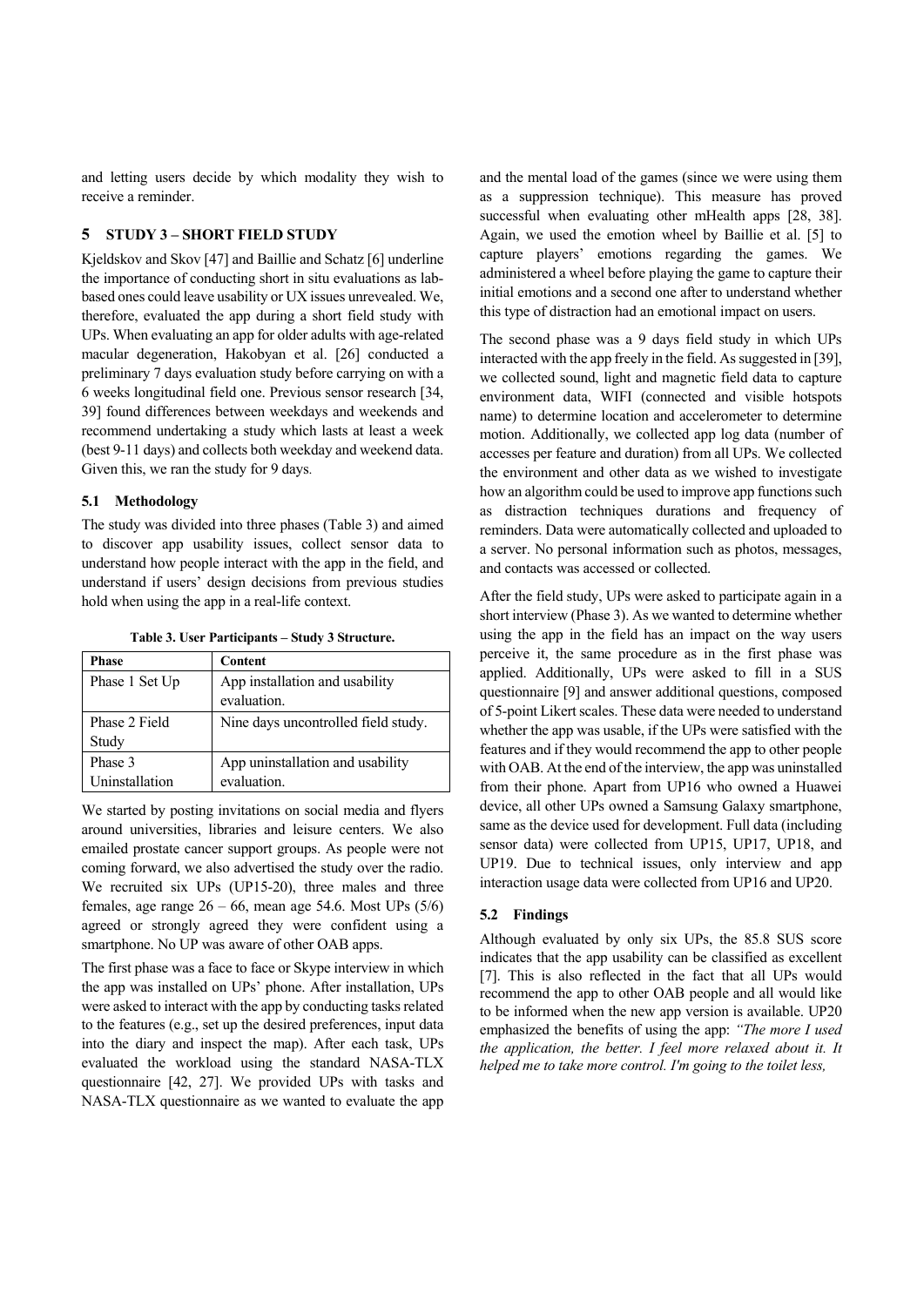and letting users decide by which modality they wish to receive a reminder.

## 5 STUDY 3 – SHORT FIELD STUDY

Kjeldskov and Skov [47] and Baillie and Schatz [6] underline the importance of conducting short in situ evaluations as lab-based ones could leave usability or UX issues unrevealed. We, therefore, evaluated the app during a short field study with UPs. When evaluating an app for older adults with age-related macular degeneration, Hakobyan et al. [26] conducted a preliminary 7 days evaluation study before carrying on with a 6 weeks longitudinal field one. Previous sensor research [34, 39] found differences between weekdays and weekends and recommend undertaking a study which lasts at least a week (best 9-11 days) and collects both weekday and weekend data. Given this, we ran the study for 9 days.

### 5.1 Methodology

The study was divided into three phases (Table 3) and aimed to discover app usability issues, collect sensor data to understand how people interact with the app in the field, and understand if users' design decisions from previous studies hold when using the app in a real-life context.

**Table 3. User Participants – Study 3 Structure.**

| Phase | Content |
|---|---|
| Phase 1 Set Up | App installation and usability evaluation. |
| Phase 2 Field Study | Nine days uncontrolled field study. |
| Phase 3 Uninstallation | App uninstallation and usability evaluation. |

We started by posting invitations on social media and flyers around universities, libraries and leisure centers. We also emailed prostate cancer support groups. As people were not coming forward, we also advertised the study over the radio. We recruited six UPs (UP15-20), three males and three females, age range 26 – 66, mean age 54.6. Most UPs (5/6) agreed or strongly agreed they were confident using a smartphone. No UP was aware of other OAB apps.

The first phase was a face to face or Skype interview in which the app was installed on UPs' phone. After installation, UPs were asked to interact with the app by conducting tasks related to the features (e.g., set up the desired preferences, input data into the diary and inspect the map). After each task, UPs evaluated the workload using the standard NASA-TLX questionnaire [42, 27]. We provided UPs with tasks and NASA-TLX questionnaire as we wanted to evaluate the app and the mental load of the games (since we were using them as a suppression technique). This measure has proved successful when evaluating other mHealth apps [28, 38]. Again, we used the emotion wheel by Baillie et al. [5] to capture players' emotions regarding the games. We administered a wheel before playing the game to capture their initial emotions and a second one after to understand whether this type of distraction had an emotional impact on users.

The second phase was a 9 days field study in which UPs interacted with the app freely in the field. As suggested in [39], we collected sound, light and magnetic field data to capture environment data, WIFI (connected and visible hotspots name) to determine location and accelerometer to determine motion. Additionally, we collected app log data (number of accesses per feature and duration) from all UPs. We collected the environment and other data as we wished to investigate how an algorithm could be used to improve app functions such as distraction techniques durations and frequency of reminders. Data were automatically collected and uploaded to a server. No personal information such as photos, messages, and contacts was accessed or collected.

After the field study, UPs were asked to participate again in a short interview (Phase 3). As we wanted to determine whether using the app in the field has an impact on the way users perceive it, the same procedure as in the first phase was applied. Additionally, UPs were asked to fill in a SUS questionnaire [9] and answer additional questions, composed of 5-point Likert scales. These data were needed to understand whether the app was usable, if the UPs were satisfied with the features and if they would recommend the app to other people with OAB. At the end of the interview, the app was uninstalled from their phone. Apart from UP16 who owned a Huawei device, all other UPs owned a Samsung Galaxy smartphone, same as the device used for development. Full data (including sensor data) were collected from UP15, UP17, UP18, and UP19. Due to technical issues, only interview and app interaction usage data were collected from UP16 and UP20.

### 5.2 Findings

Although evaluated by only six UPs, the 85.8 SUS score indicates that the app usability can be classified as excellent [7]. This is also reflected in the fact that all UPs would recommend the app to other OAB people and all would like to be informed when the new app version is available. UP20 emphasized the benefits of using the app: *"The more I used the application, the better. I feel more relaxed about it. It helped me to take more control. I'm going to the toilet less,*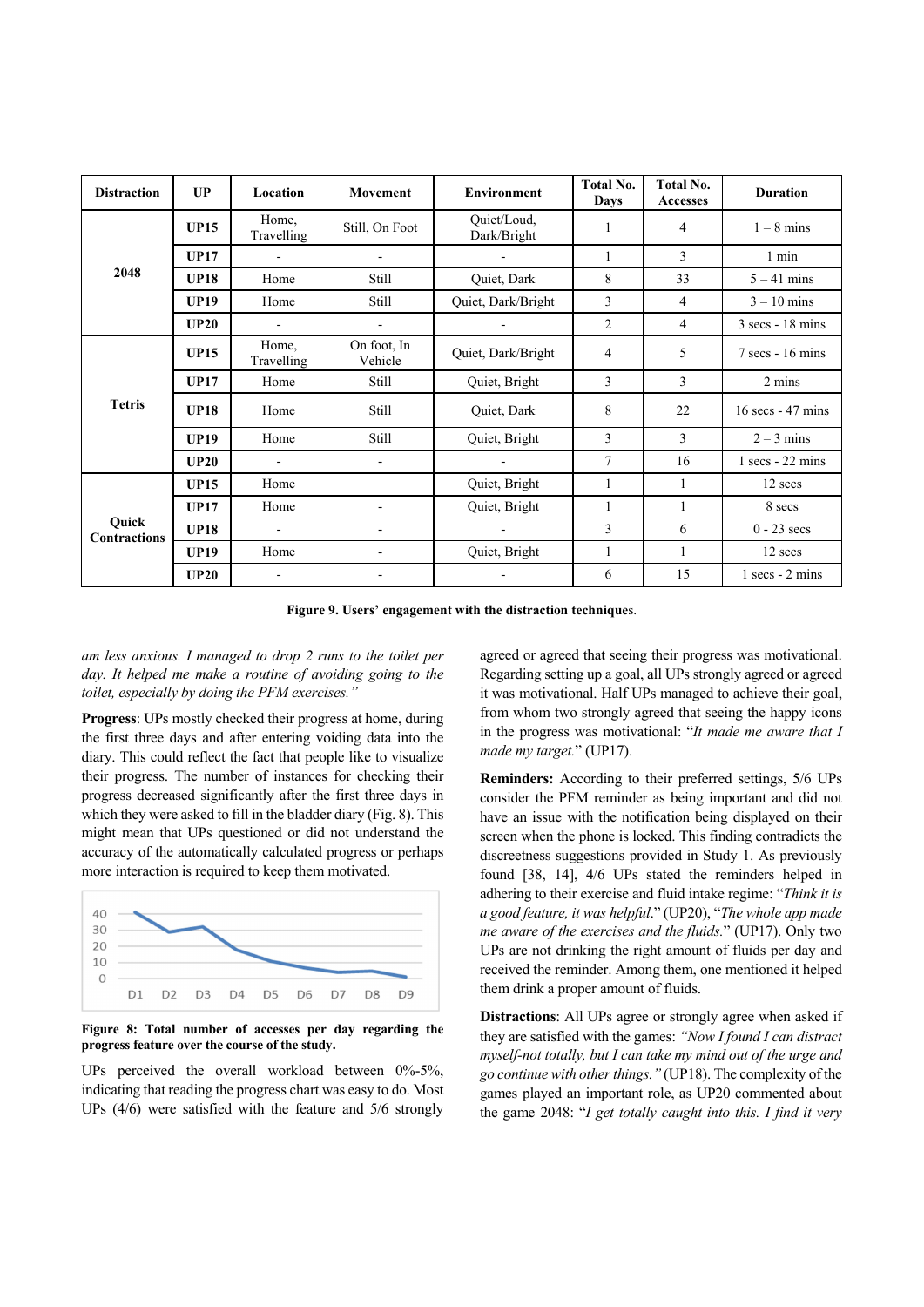| Distraction | UP | Location | Movement | Environment | Total No. Days | Total No. Accesses | Duration |
|---|---|---|---|---|---|---|---|
| 2048 | UP15 | Home, Travelling | Still, On Foot | Quiet/Loud, Dark/Bright | 1 | 4 | 1 – 8 mins |
| | UP17 | - | - | - | 1 | 3 | 1 min |
| | UP18 | Home | Still | Quiet, Dark | 8 | 33 | 5 – 41 mins |
| | UP19 | Home | Still | Quiet, Dark/Bright | 3 | 4 | 3 – 10 mins |
| | UP20 | - | - | - | 2 | 4 | 3 secs - 18 mins |
| Tetris | UP15 | Home, Travelling | On foot, In Vehicle | Quiet, Dark/Bright | 4 | 5 | 7 secs - 16 mins |
| | UP17 | Home | Still | Quiet, Bright | 3 | 3 | 2 mins |
| | UP18 | Home | Still | Quiet, Dark | 8 | 22 | 16 secs - 47 mins |
| | UP19 | Home | Still | Quiet, Bright | 3 | 3 | 2 – 3 mins |
| | UP20 | - | - | - | 7 | 16 | 1 secs - 22 mins |
| Quick Contractions | UP15 | Home | | Quiet, Bright | 1 | 1 | 12 secs |
| | UP17 | Home | - | Quiet, Bright | 1 | 1 | 8 secs |
| | UP18 | - | - | - | 3 | 6 | 0 - 23 secs |
| | UP19 | Home | - | Quiet, Bright | 1 | 1 | 12 secs |
| | UP20 | - | - | - | 6 | 15 | 1 secs - 2 mins |

**Figure 9. Users' engagement with the distraction techniques.**

*am less anxious. I managed to drop 2 runs to the toilet per day. It helped me make a routine of avoiding going to the toilet, especially by doing the PFM exercises."*

**Progress**: UPs mostly checked their progress at home, during the first three days and after entering voiding data into the diary. This could reflect the fact that people like to visualize their progress. The number of instances for checking their progress decreased significantly after the first three days in which they were asked to fill in the bladder diary (Fig. 8). This might mean that UPs questioned or did not understand the accuracy of the automatically calculated progress or perhaps more interaction is required to keep them motivated.

**Figure 8: Total number of accesses per day regarding the progress feature over the course of the study.**

UPs perceived the overall workload between 0%-5%, indicating that reading the progress chart was easy to do. Most UPs (4/6) were satisfied with the feature and 5/6 strongly agreed or agreed that seeing their progress was motivational. Regarding setting up a goal, all UPs strongly agreed or agreed it was motivational. Half UPs managed to achieve their goal, from whom two strongly agreed that seeing the happy icons in the progress was motivational: "*It made me aware that I made my target.*" (UP17).

**Reminders:** According to their preferred settings, 5/6 UPs consider the PFM reminder as being important and did not have an issue with the notification being displayed on their screen when the phone is locked. This finding contradicts the discreetness suggestions provided in Study 1. As previously found [38, 14], 4/6 UPs stated the reminders helped in adhering to their exercise and fluid intake regime: "*Think it is a good feature, it was helpful*." (UP20), "*The whole app made me aware of the exercises and the fluids.*" (UP17). Only two UPs are not drinking the right amount of fluids per day and received the reminder. Among them, one mentioned it helped them drink a proper amount of fluids.

**Distractions**: All UPs agree or strongly agree when asked if they are satisfied with the games: *"Now I found I can distract myself-not totally, but I can take my mind out of the urge and go continue with other things."* (UP18). The complexity of the games played an important role, as UP20 commented about the game 2048: "*I get totally caught into this. I find it very*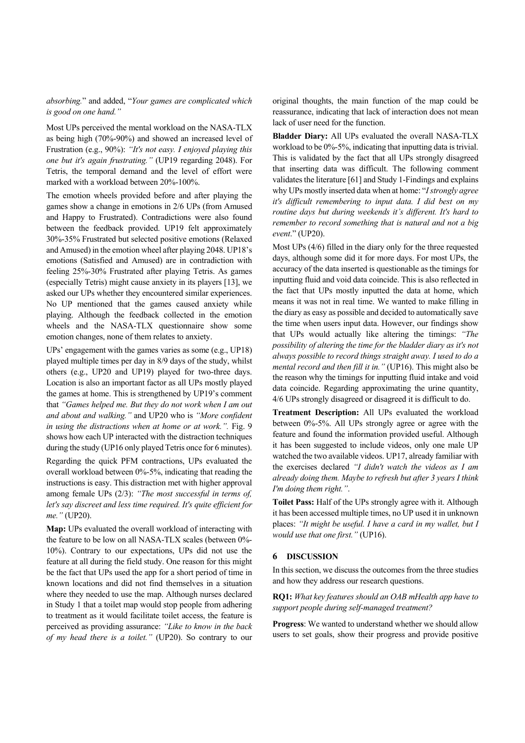*absorbing.*" and added, "*Your games are complicated which is good on one hand.*"

Most UPs perceived the mental workload on the NASA-TLX as being high (70%-90%) and showed an increased level of Frustration (e.g., 90%): *"It's not easy. I enjoyed playing this one but it's again frustrating."* (UP19 regarding 2048). For Tetris, the temporal demand and the level of effort were marked with a workload between 20%-100%.

The emotion wheels provided before and after playing the games show a change in emotions in 2/6 UPs (from Amused and Happy to Frustrated). Contradictions were also found between the feedback provided. UP19 felt approximately 30%-35% Frustrated but selected positive emotions (Relaxed and Amused) in the emotion wheel after playing 2048. UP18's emotions (Satisfied and Amused) are in contradiction with feeling 25%-30% Frustrated after playing Tetris. As games (especially Tetris) might cause anxiety in its players [13], we asked our UPs whether they encountered similar experiences. No UP mentioned that the games caused anxiety while playing. Although the feedback collected in the emotion wheels and the NASA-TLX questionnaire show some emotion changes, none of them relates to anxiety.

UPs' engagement with the games varies as some (e.g., UP18) played multiple times per day in 8/9 days of the study, whilst others (e.g., UP20 and UP19) played for two-three days. Location is also an important factor as all UPs mostly played the games at home. This is strengthened by UP19's comment that *"Games helped me. But they do not work when I am out and about and walking."* and UP20 who is *"More confident in using the distractions when at home or at work."*. Fig. 9 shows how each UP interacted with the distraction techniques during the study (UP16 only played Tetris once for 6 minutes).

Regarding the quick PFM contractions, UPs evaluated the overall workload between 0%-5%, indicating that reading the instructions is easy. This distraction met with higher approval among female UPs (2/3): *"The most successful in terms of, let's say discreet and less time required. It's quite efficient for me."* (UP20).

**Map:** UPs evaluated the overall workload of interacting with the feature to be low on all NASA-TLX scales (between 0%-10%). Contrary to our expectations, UPs did not use the feature at all during the field study. One reason for this might be the fact that UPs used the app for a short period of time in known locations and did not find themselves in a situation where they needed to use the map. Although nurses declared in Study 1 that a toilet map would stop people from adhering to treatment as it would facilitate toilet access, the feature is perceived as providing assurance: *"Like to know in the back of my head there is a toilet."* (UP20). So contrary to our original thoughts, the main function of the map could be reassurance, indicating that lack of interaction does not mean lack of user need for the function.

**Bladder Diary:** All UPs evaluated the overall NASA-TLX workload to be 0%-5%, indicating that inputting data is trivial. This is validated by the fact that all UPs strongly disagreed that inserting data was difficult. The following comment validates the literature [61] and Study 1-Findings and explains why UPs mostly inserted data when at home: "*I strongly agree it's difficult remembering to input data. I did best on my routine days but during weekends it's different. It's hard to remember to record something that is natural and not a big event*." (UP20).

Most UPs (4/6) filled in the diary only for the three requested days, although some did it for more days. For most UPs, the accuracy of the data inserted is questionable as the timings for inputting fluid and void data coincide. This is also reflected in the fact that UPs mostly inputted the data at home, which means it was not in real time. We wanted to make filling in the diary as easy as possible and decided to automatically save the time when users input data. However, our findings show that UPs would actually like altering the timings: *"The possibility of altering the time for the bladder diary as it's not always possible to record things straight away. I used to do a mental record and then fill it in."* (UP16). This might also be the reason why the timings for inputting fluid intake and void data coincide. Regarding approximating the urine quantity, 4/6 UPs strongly disagreed or disagreed it is difficult to do.

**Treatment Description:** All UPs evaluated the workload between 0%-5%. All UPs strongly agree or agree with the feature and found the information provided useful. Although it has been suggested to include videos, only one male UP watched the two available videos. UP17, already familiar with the exercises declared *"I didn't watch the videos as I am already doing them. Maybe to refresh but after 3 years I think I'm doing them right."*.

**Toilet Pass:** Half of the UPs strongly agree with it. Although it has been accessed multiple times, no UP used it in unknown places: *"It might be useful. I have a card in my wallet, but I would use that one first."* (UP16).

## 6 DISCUSSION

In this section, we discuss the outcomes from the three studies and how they address our research questions.

**RQ1:** *What key features should an OAB mHealth app have to support people during self-managed treatment?*

**Progress**: We wanted to understand whether we should allow users to set goals, show their progress and provide positive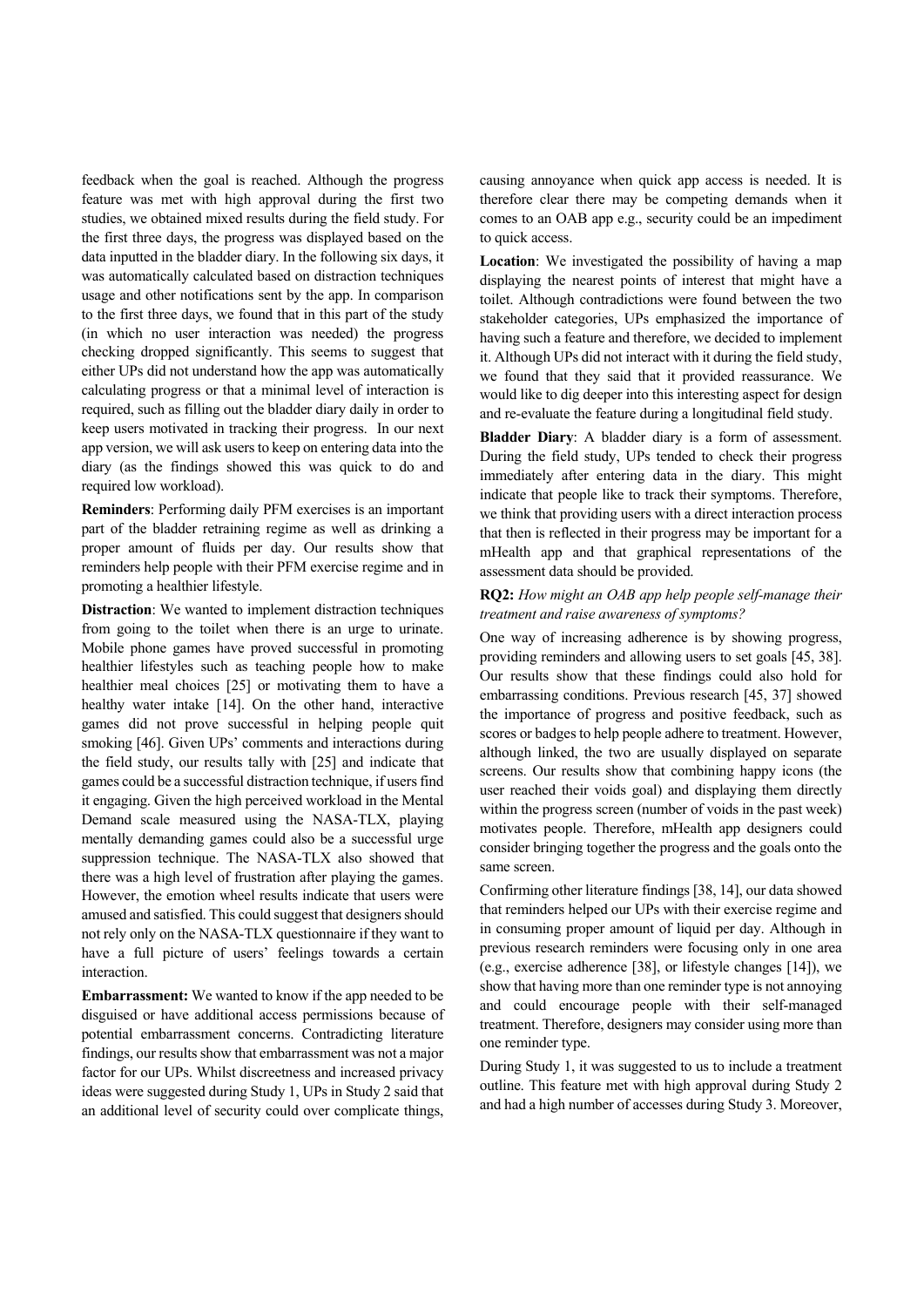feedback when the goal is reached. Although the progress feature was met with high approval during the first two studies, we obtained mixed results during the field study. For the first three days, the progress was displayed based on the data inputted in the bladder diary. In the following six days, it was automatically calculated based on distraction techniques usage and other notifications sent by the app. In comparison to the first three days, we found that in this part of the study (in which no user interaction was needed) the progress checking dropped significantly. This seems to suggest that either UPs did not understand how the app was automatically calculating progress or that a minimal level of interaction is required, such as filling out the bladder diary daily in order to keep users motivated in tracking their progress. In our next app version, we will ask users to keep on entering data into the diary (as the findings showed this was quick to do and required low workload).

**Reminders**: Performing daily PFM exercises is an important part of the bladder retraining regime as well as drinking a proper amount of fluids per day. Our results show that reminders help people with their PFM exercise regime and in promoting a healthier lifestyle.

**Distraction**: We wanted to implement distraction techniques from going to the toilet when there is an urge to urinate. Mobile phone games have proved successful in promoting healthier lifestyles such as teaching people how to make healthier meal choices [25] or motivating them to have a healthy water intake [14]. On the other hand, interactive games did not prove successful in helping people quit smoking [46]. Given UPs' comments and interactions during the field study, our results tally with [25] and indicate that games could be a successful distraction technique, if users find it engaging. Given the high perceived workload in the Mental Demand scale measured using the NASA-TLX, playing mentally demanding games could also be a successful urge suppression technique. The NASA-TLX also showed that there was a high level of frustration after playing the games. However, the emotion wheel results indicate that users were amused and satisfied. This could suggest that designers should not rely only on the NASA-TLX questionnaire if they want to have a full picture of users' feelings towards a certain interaction.

**Embarrassment:** We wanted to know if the app needed to be disguised or have additional access permissions because of potential embarrassment concerns. Contradicting literature findings, our results show that embarrassment was not a major factor for our UPs. Whilst discreetness and increased privacy ideas were suggested during Study 1, UPs in Study 2 said that an additional level of security could over complicate things, causing annoyance when quick app access is needed. It is therefore clear there may be competing demands when it comes to an OAB app e.g., security could be an impediment to quick access.

**Location**: We investigated the possibility of having a map displaying the nearest points of interest that might have a toilet. Although contradictions were found between the two stakeholder categories, UPs emphasized the importance of having such a feature and therefore, we decided to implement it. Although UPs did not interact with it during the field study, we found that they said that it provided reassurance. We would like to dig deeper into this interesting aspect for design and re-evaluate the feature during a longitudinal field study.

**Bladder Diary**: A bladder diary is a form of assessment. During the field study, UPs tended to check their progress immediately after entering data in the diary. This might indicate that people like to track their symptoms. Therefore, we think that providing users with a direct interaction process that then is reflected in their progress may be important for a mHealth app and that graphical representations of the assessment data should be provided.

**RQ2:** *How might an OAB app help people self-manage their treatment and raise awareness of symptoms?*

One way of increasing adherence is by showing progress, providing reminders and allowing users to set goals [45, 38]. Our results show that these findings could also hold for embarrassing conditions. Previous research [45, 37] showed the importance of progress and positive feedback, such as scores or badges to help people adhere to treatment. However, although linked, the two are usually displayed on separate screens. Our results show that combining happy icons (the user reached their voids goal) and displaying them directly within the progress screen (number of voids in the past week) motivates people. Therefore, mHealth app designers could consider bringing together the progress and the goals onto the same screen.

Confirming other literature findings [38, 14], our data showed that reminders helped our UPs with their exercise regime and in consuming proper amount of liquid per day. Although in previous research reminders were focusing only in one area (e.g., exercise adherence [38], or lifestyle changes [14]), we show that having more than one reminder type is not annoying and could encourage people with their self-managed treatment. Therefore, designers may consider using more than one reminder type.

During Study 1, it was suggested to us to include a treatment outline. This feature met with high approval during Study 2 and had a high number of accesses during Study 3. Moreover,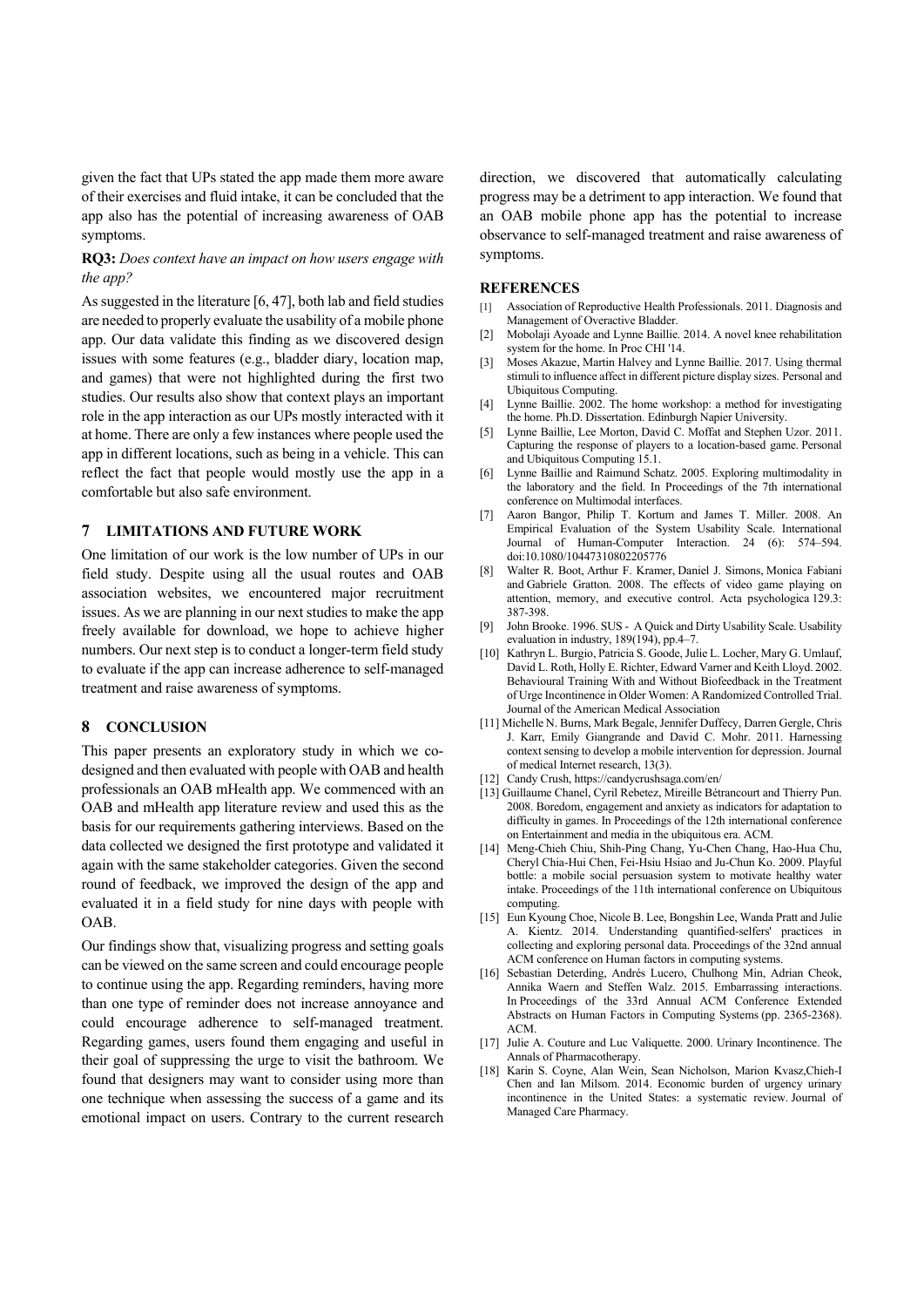given the fact that UPs stated the app made them more aware of their exercises and fluid intake, it can be concluded that the app also has the potential of increasing awareness of OAB symptoms.

**RQ3:** *Does context have an impact on how users engage with the app?*

As suggested in the literature [6, 47], both lab and field studies are needed to properly evaluate the usability of a mobile phone app. Our data validate this finding as we discovered design issues with some features (e.g., bladder diary, location map, and games) that were not highlighted during the first two studies. Our results also show that context plays an important role in the app interaction as our UPs mostly interacted with it at home. There are only a few instances where people used the app in different locations, such as being in a vehicle. This can reflect the fact that people would mostly use the app in a comfortable but also safe environment.

## 7 LIMITATIONS AND FUTURE WORK

One limitation of our work is the low number of UPs in our field study. Despite using all the usual routes and OAB association websites, we encountered major recruitment issues. As we are planning in our next studies to make the app freely available for download, we hope to achieve higher numbers. Our next step is to conduct a longer-term field study to evaluate if the app can increase adherence to self-managed treatment and raise awareness of symptoms.

## 8 CONCLUSION

This paper presents an exploratory study in which we co-designed and then evaluated with people with OAB and health professionals an OAB mHealth app. We commenced with an OAB and mHealth app literature review and used this as the basis for our requirements gathering interviews. Based on the data collected we designed the first prototype and validated it again with the same stakeholder categories. Given the second round of feedback, we improved the design of the app and evaluated it in a field study for nine days with people with OAB.

Our findings show that, visualizing progress and setting goals can be viewed on the same screen and could encourage people to continue using the app. Regarding reminders, having more than one type of reminder does not increase annoyance and could encourage adherence to self-managed treatment. Regarding games, users found them engaging and useful in their goal of suppressing the urge to visit the bathroom. We found that designers may want to consider using more than one technique when assessing the success of a game and its emotional impact on users. Contrary to the current research direction, we discovered that automatically calculating progress may be a detriment to app interaction. We found that an OAB mobile phone app has the potential to increase observance to self-managed treatment and raise awareness of symptoms.

## REFERENCES

[1] Association of Reproductive Health Professionals. 2011. Diagnosis and Management of Overactive Bladder.

[2] Mobolaji Ayoade and Lynne Baillie. 2014. A novel knee rehabilitation system for the home. In Proc CHI '14.

[3] Moses Akazue, Martin Halvey and Lynne Baillie. 2017. Using thermal stimuli to influence affect in different picture display sizes. Personal and Ubiquitous Computing.

[4] Lynne Baillie. 2002. The home workshop: a method for investigating the home. Ph.D. Dissertation. Edinburgh Napier University.

[5] Lynne Baillie, Lee Morton, David C. Moffat and Stephen Uzor. 2011. Capturing the response of players to a location-based game. Personal and Ubiquitous Computing 15.1.

[6] Lynne Baillie and Raimund Schatz. 2005. Exploring multimodality in the laboratory and the field. In Proceedings of the 7th international conference on Multimodal interfaces.

[7] Aaron Bangor, Philip T. Kortum and James T. Miller. 2008. An Empirical Evaluation of the System Usability Scale. International Journal of Human-Computer Interaction. 24 (6): 574–594. doi:10.1080/10447310802205776

[8] Walter R. Boot, Arthur F. Kramer, Daniel J. Simons, Monica Fabiani and Gabriele Gratton. 2008. The effects of video game playing on attention, memory, and executive control. Acta psychologica 129.3: 387-398.

[9] John Brooke. 1996. SUS - A Quick and Dirty Usability Scale. Usability evaluation in industry, 189(194), pp.4–7.

[10] Kathryn L. Burgio, Patricia S. Goode, Julie L. Locher, Mary G. Umlauf, David L. Roth, Holly E. Richter, Edward Varner and Keith Lloyd. 2002. Behavioural Training With and Without Biofeedback in the Treatment of Urge Incontinence in Older Women: A Randomized Controlled Trial. Journal of the American Medical Association

[11] Michelle N. Burns, Mark Begale, Jennifer Duffecy, Darren Gergle, Chris J. Karr, Emily Giangrande and David C. Mohr. 2011. Harnessing context sensing to develop a mobile intervention for depression. Journal of medical Internet research, 13(3).

[12] Candy Crush, https://candycrushsaga.com/en/

[13] Guillaume Chanel, Cyril Rebetez, Mireille Bétrancourt and Thierry Pun. 2008. Boredom, engagement and anxiety as indicators for adaptation to difficulty in games. In Proceedings of the 12th international conference on Entertainment and media in the ubiquitous era. ACM.

[14] Meng-Chieh Chiu, Shih-Ping Chang, Yu-Chen Chang, Hao-Hua Chu, Cheryl Chia-Hui Chen, Fei-Hsiu Hsiao and Ju-Chun Ko. 2009. Playful bottle: a mobile social persuasion system to motivate healthy water intake. Proceedings of the 11th international conference on Ubiquitous computing.

[15] Eun Kyoung Choe, Nicole B. Lee, Bongshin Lee, Wanda Pratt and Julie A. Kientz. 2014. Understanding quantified-selfers' practices in collecting and exploring personal data. Proceedings of the 32nd annual ACM conference on Human factors in computing systems.

[16] Sebastian Deterding, Andrés Lucero, Chulhong Min, Adrian Cheok, Annika Waern and Steffen Walz. 2015. Embarrassing interactions. In Proceedings of the 33rd Annual ACM Conference Extended Abstracts on Human Factors in Computing Systems (pp. 2365-2368). ACM.

[17] Julie A. Couture and Luc Valiquette. 2000. Urinary Incontinence. The Annals of Pharmacotherapy.

[18] Karin S. Coyne, Alan Wein, Sean Nicholson, Marion Kvasz,Chieh-I Chen and Ian Milsom. 2014. Economic burden of urgency urinary incontinence in the United States: a systematic review. Journal of Managed Care Pharmacy.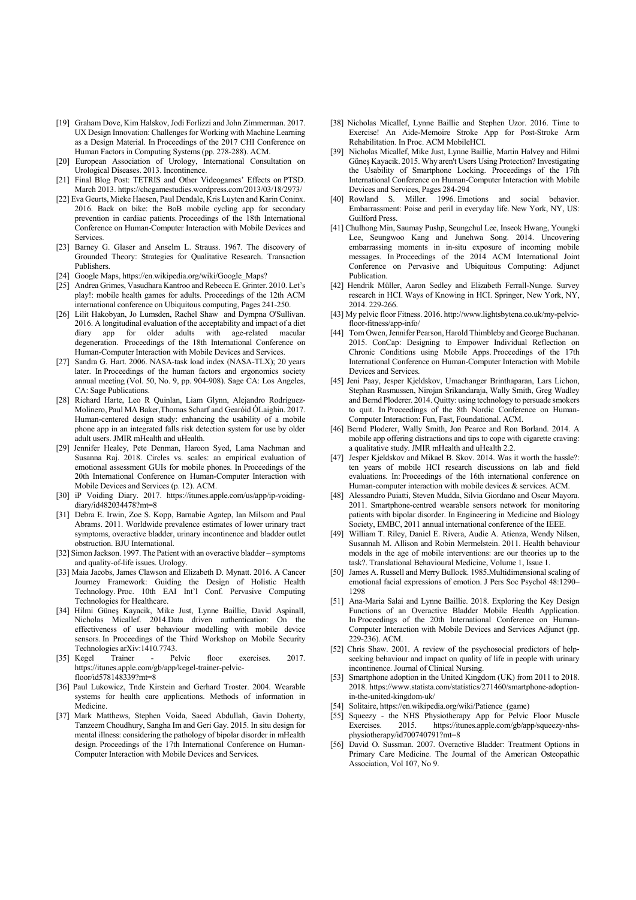[19] Graham Dove, Kim Halskov, Jodi Forlizzi and John Zimmerman. 2017. UX Design Innovation: Challenges for Working with Machine Learning as a Design Material. In Proceedings of the 2017 CHI Conference on Human Factors in Computing Systems (pp. 278-288). ACM.

[20] European Association of Urology, International Consultation on Urological Diseases. 2013. Incontinence.

[21] Final Blog Post: TETRIS and Other Videogames' Effects on PTSD. March 2013. https://chcgamestudies.wordpress.com/2013/03/18/2973/

[22] Eva Geurts, Mieke Haesen, Paul Dendale, Kris Luyten and Karin Coninx. 2016. Back on bike: the BoB mobile cycling app for secondary prevention in cardiac patients. Proceedings of the 18th International Conference on Human-Computer Interaction with Mobile Devices and Services.

[23] Barney G. Glaser and Anselm L. Strauss. 1967. The discovery of Grounded Theory: Strategies for Qualitative Research. Transaction Publishers.

[24] Google Maps, https://en.wikipedia.org/wiki/Google_Maps?

[25] Andrea Grimes, Vasudhara Kantroo and Rebecca E. Grinter. 2010. Let's play!: mobile health games for adults. Proceedings of the 12th ACM international conference on Ubiquitous computing, Pages 241-250.

[26] Lilit Hakobyan, Jo Lumsden, Rachel Shaw and Dympna O'Sullivan. 2016. A longitudinal evaluation of the acceptability and impact of a diet diary app for older adults with age-related macular degeneration. Proceedings of the 18th International Conference on Human-Computer Interaction with Mobile Devices and Services.

[27] Sandra G. Hart. 2006. NASA-task load index (NASA-TLX); 20 years later. In Proceedings of the human factors and ergonomics society annual meeting (Vol. 50, No. 9, pp. 904-908). Sage CA: Los Angeles, CA: Sage Publications.

[28] Richard Harte, Leo R Quinlan, Liam Glynn, Alejandro Rodríguez-Molinero, Paul MA Baker,Thomas Scharf and Gearóid ÓLaighin. 2017. Human-centered design study: enhancing the usability of a mobile phone app in an integrated falls risk detection system for use by older adult users. JMIR mHealth and uHealth.

[29] Jennifer Healey, Pete Denman, Haroon Syed, Lama Nachman and Susanna Raj. 2018. Circles vs. scales: an empirical evaluation of emotional assessment GUIs for mobile phones. In Proceedings of the 20th International Conference on Human-Computer Interaction with Mobile Devices and Services (p. 12). ACM.

[30] iP Voiding Diary. 2017. https://itunes.apple.com/us/app/ip-voiding-diary/id482034478?mt=8

[31] Debra E. Irwin, Zoe S. Kopp, Barnabie Agatep, Ian Milsom and Paul Abrams. 2011. Worldwide prevalence estimates of lower urinary tract symptoms, overactive bladder, urinary incontinence and bladder outlet obstruction. BJU International.

[32] Simon Jackson. 1997. The Patient with an overactive bladder – symptoms and quality-of-life issues. Urology.

[33] Maia Jacobs, James Clawson and Elizabeth D. Mynatt. 2016. A Cancer Journey Framework: Guiding the Design of Holistic Health Technology. Proc. 10th EAI Int'l Conf. Pervasive Computing Technologies for Healthcare.

[34] Hilmi Güneş Kayacik, Mike Just, Lynne Baillie, David Aspinall, Nicholas Micallef. 2014.Data driven authentication: On the effectiveness of user behaviour modelling with mobile device sensors. In Proceedings of the Third Workshop on Mobile Security Technologies arXiv:1410.7743.

[35] Kegel Trainer - Pelvic floor exercises. 2017. https://itunes.apple.com/gb/app/kegel-trainer-pelvic-floor/id578148339?mt=8

[36] Paul Lukowicz, Tnde Kirstein and Gerhard Troster. 2004. Wearable systems for health care applications. Methods of information in Medicine.

[37] Mark Matthews, Stephen Voida, Saeed Abdullah, Gavin Doherty, Tanzeem Choudhury, Sangha Im and Geri Gay. 2015. In situ design for mental illness: considering the pathology of bipolar disorder in mHealth design. Proceedings of the 17th International Conference on Human-Computer Interaction with Mobile Devices and Services.

[38] Nicholas Micallef, Lynne Baillie and Stephen Uzor. 2016. Time to Exercise! An Aide-Memoire Stroke App for Post-Stroke Arm Rehabilitation. In Proc. ACM MobileHCI.

[39] Nicholas Micallef, Mike Just, Lynne Baillie, Martin Halvey and Hilmi Güneş Kayacik. 2015. Why aren't Users Using Protection? Investigating the Usability of Smartphone Locking. Proceedings of the 17th International Conference on Human-Computer Interaction with Mobile Devices and Services, Pages 284-294

[40] Rowland S. Miller. 1996. Emotions and social behavior. Embarrassment: Poise and peril in everyday life. New York, NY, US: Guilford Press.

[41] Chulhong Min, Saumay Pushp, Seungchul Lee, Inseok Hwang, Youngki Lee, Seungwoo Kang and Junehwa Song. 2014. Uncovering embarrassing moments in in-situ exposure of incoming mobile messages. In Proceedings of the 2014 ACM International Joint Conference on Pervasive and Ubiquitous Computing: Adjunct Publication.

[42] Hendrik Müller, Aaron Sedley and Elizabeth Ferrall-Nunge. Survey research in HCI. Ways of Knowing in HCI. Springer, New York, NY, 2014. 229-266.

[43] My pelvic floor Fitness. 2016. http://www.lightsbytena.co.uk/my-pelvic-floor-fitness/app-info/

[44] Tom Owen, Jennifer Pearson, Harold Thimbleby and George Buchanan. 2015. ConCap: Designing to Empower Individual Reflection on Chronic Conditions using Mobile Apps. Proceedings of the 17th International Conference on Human-Computer Interaction with Mobile Devices and Services.

[45] Jeni Paay, Jesper Kjeldskov, Umachanger Brinthaparan, Lars Lichon, Stephan Rasmussen, Nirojan Srikandaraja, Wally Smith, Greg Wadley and Bernd Ploderer. 2014. Quitty: using technology to persuade smokers to quit. In Proceedings of the 8th Nordic Conference on Human-Computer Interaction: Fun, Fast, Foundational. ACM.

[46] Bernd Ploderer, Wally Smith, Jon Pearce and Ron Borland. 2014. A mobile app offering distractions and tips to cope with cigarette craving: a qualitative study. JMIR mHealth and uHealth 2.2.

[47] Jesper Kjeldskov and Mikael B. Skov. 2014. Was it worth the hassle?: ten years of mobile HCI research discussions on lab and field evaluations. In: Proceedings of the 16th international conference on Human-computer interaction with mobile devices & services. ACM.

[48] Alessandro Puiatti, Steven Mudda, Silvia Giordano and Oscar Mayora. 2011. Smartphone-centred wearable sensors network for monitoring patients with bipolar disorder. In Engineering in Medicine and Biology Society, EMBC, 2011 annual international conference of the IEEE.

[49] William T. Riley, Daniel E. Rivera, Audie A. Atienza, Wendy Nilsen, Susannah M. Allison and Robin Mermelstein. 2011. Health behaviour models in the age of mobile interventions: are our theories up to the task?. Translational Behavioural Medicine, Volume 1, Issue 1.

[50] James A. Russell and Merry Bullock. 1985.Multidimensional scaling of emotional facial expressions of emotion. J Pers Soc Psychol 48:1290–1298

[51] Ana-Maria Salai and Lynne Baillie. 2018. Exploring the Key Design Functions of an Overactive Bladder Mobile Health Application. In Proceedings of the 20th International Conference on Human-Computer Interaction with Mobile Devices and Services Adjunct (pp. 229-236). ACM.

[52] Chris Shaw. 2001. A review of the psychosocial predictors of help-seeking behaviour and impact on quality of life in people with urinary incontinence. Journal of Clinical Nursing.

[53] Smartphone adoption in the United Kingdom (UK) from 2011 to 2018. 2018. https://www.statista.com/statistics/271460/smartphone-adoption-in-the-united-kingdom-uk/

[54] Solitaire, https://en.wikipedia.org/wiki/Patience_(game)

[55] Squeezy - the NHS Physiotherapy App for Pelvic Floor Muscle Exercises. 2015. https://itunes.apple.com/gb/app/squeezy-nhs-physiotherapy/id700740791?mt=8

[56] David O. Sussman. 2007. Overactive Bladder: Treatment Options in Primary Care Medicine. The Journal of the American Osteopathic Association, Vol 107, No 9.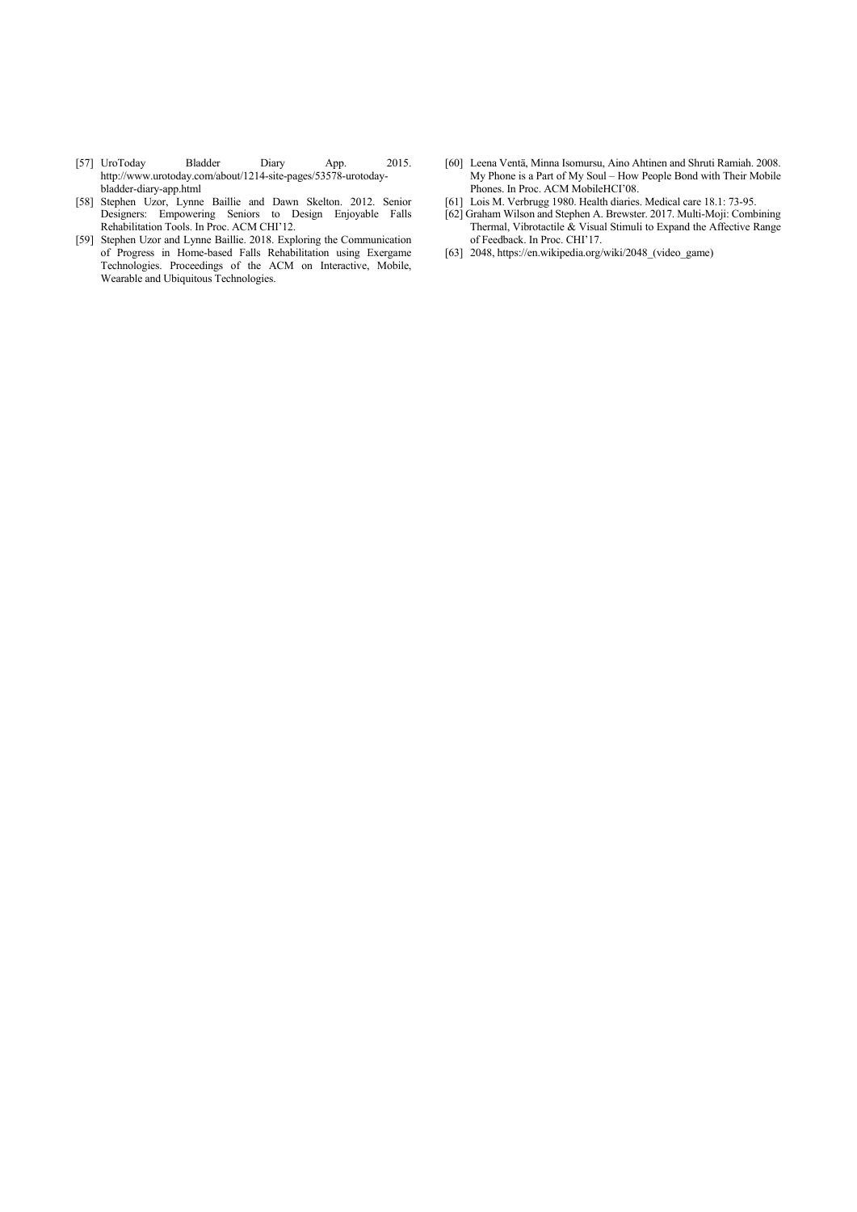[57] UroToday Bladder Diary App. 2015. http://www.urotoday.com/about/1214-site-pages/53578-urotoday-bladder-diary-app.html

[58] Stephen Uzor, Lynne Baillie and Dawn Skelton. 2012. Senior Designers: Empowering Seniors to Design Enjoyable Falls Rehabilitation Tools. In Proc. ACM CHI'12.

[59] Stephen Uzor and Lynne Baillie. 2018. Exploring the Communication of Progress in Home-based Falls Rehabilitation using Exergame Technologies. Proceedings of the ACM on Interactive, Mobile, Wearable and Ubiquitous Technologies.

[60] Leena Ventä, Minna Isomursu, Aino Ahtinen and Shruti Ramiah. 2008. My Phone is a Part of My Soul – How People Bond with Their Mobile Phones. In Proc. ACM MobileHCI'08.

[61] Lois M. Verbrugg 1980. Health diaries. Medical care 18.1: 73-95.

[62] Graham Wilson and Stephen A. Brewster. 2017. Multi-Moji: Combining Thermal, Vibrotactile & Visual Stimuli to Expand the Affective Range of Feedback. In Proc. CHI'17.

[63] 2048, https://en.wikipedia.org/wiki/2048_(video_game)